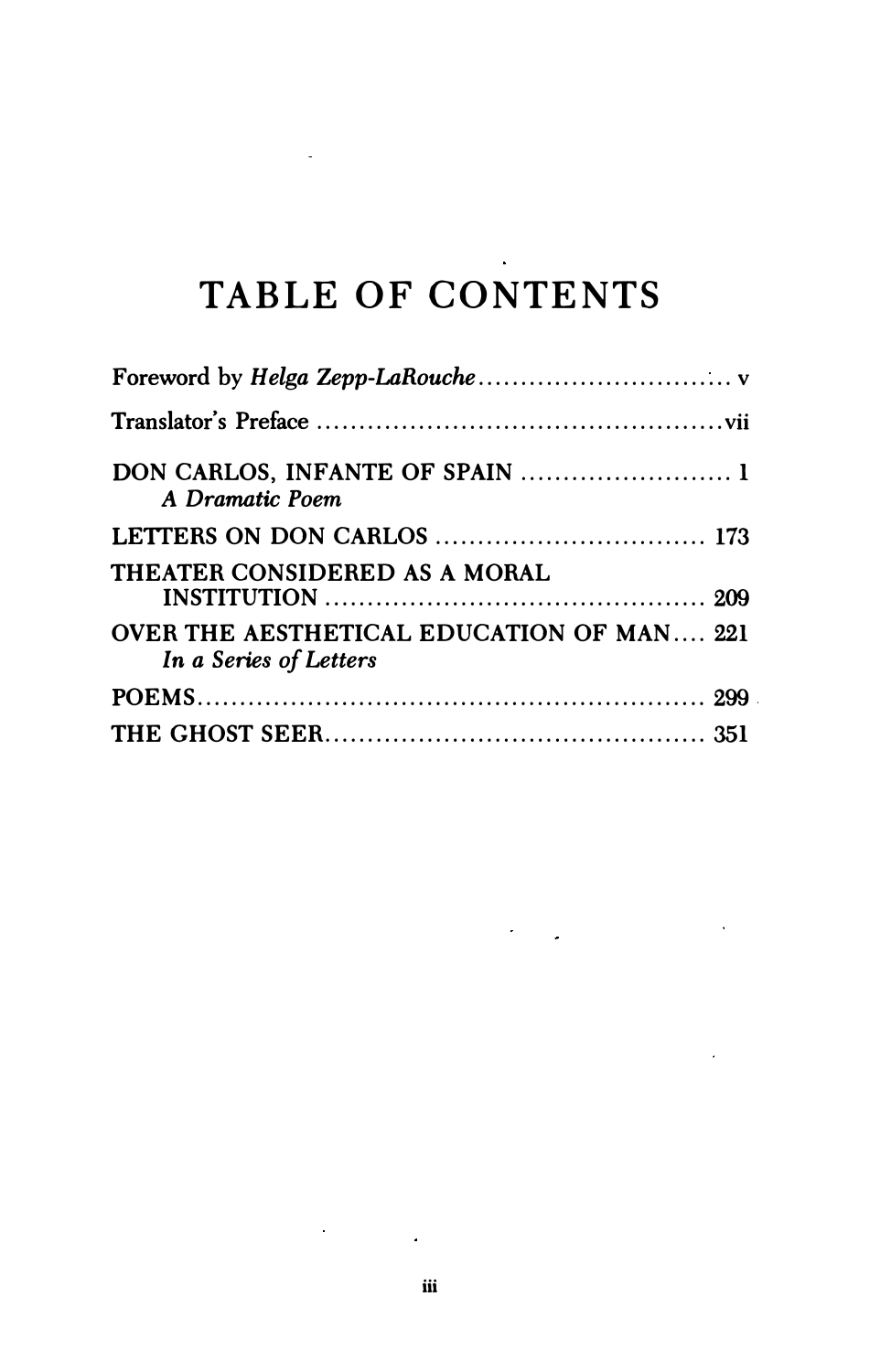# TABLE OF CONTENTS

Foreword by *Helga Zepp-LaRouche* .............................. v

Translator's Preface ................................................ vii

DON CARLOS, INFANTE OF SPAIN ......................... 1
*A Dramatic Poem*

LETTERS ON DON CARLOS ................................ 173

THEATER CONSIDERED AS A MORAL INSTITUTION ............................................ 209

OVER THE AESTHETICAL EDUCATION OF MAN.... 221
*In a Series of Letters*

POEMS.......................................................... 299

THE GHOST SEER............................................ 351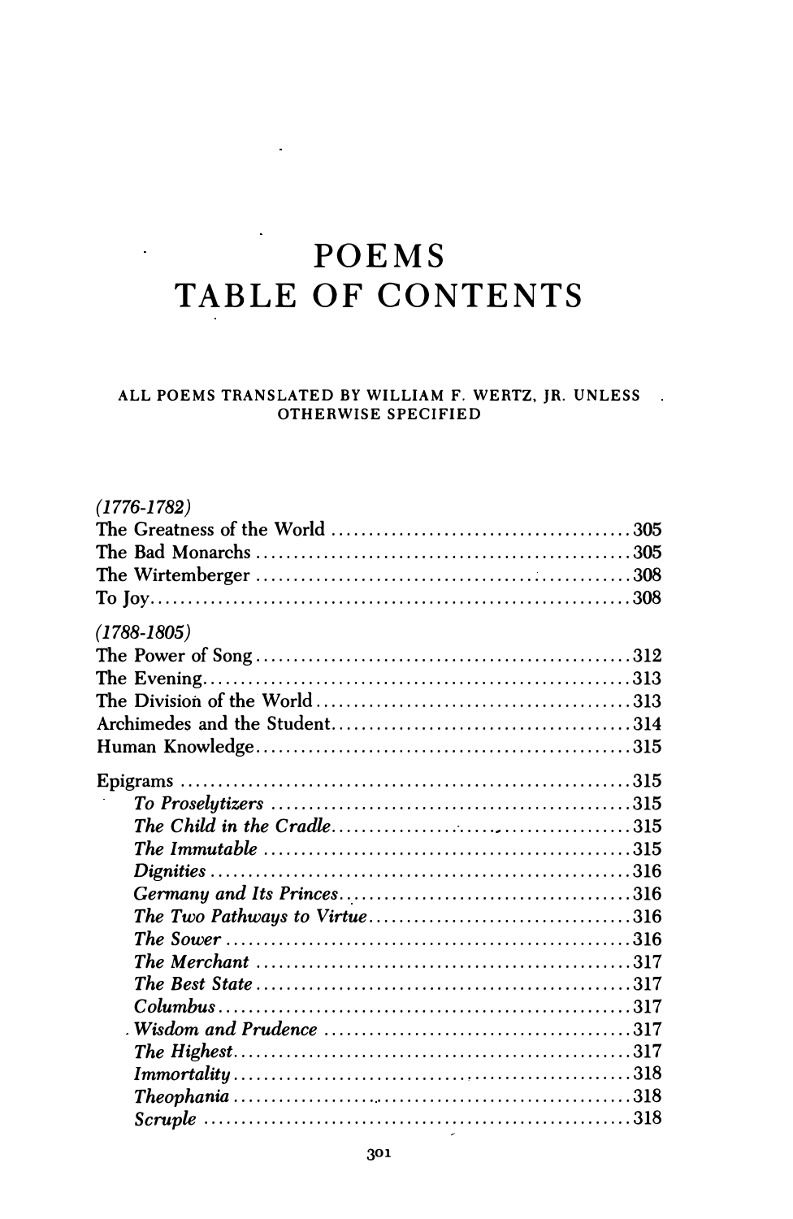# POEMS
# TABLE OF CONTENTS

ALL POEMS TRANSLATED BY WILLIAM F. WERTZ, JR. UNLESS OTHERWISE SPECIFIED

*(1776-1782)*

The Greatness of the World ........................................ 305
The Bad Monarchs ................................................. 305
The Wirtemberger ................................................. 308
To Joy ............................................................ 308

*(1788-1805)*

The Power of Song ................................................ 312
The Evening ....................................................... 313
The Division of the World ........................................ 313
Archimedes and the Student ....................................... 314
Human Knowledge .................................................. 315

Epigrams .......................................................... 315
- *To Proselytizers* ............................................ 315
- *The Child in the Cradle* ...................................... 315
- *The Immutable* ................................................ 315
- *Dignities* ..................................................... 316
- *Germany and Its Princes* ....................................... 316
- *The Two Pathways to Virtue* .................................... 316
- *The Sower* ..................................................... 316
- *The Merchant* .................................................. 317
- *The Best State* ................................................ 317
- *Columbus* ...................................................... 317
- *Wisdom and Prudence* ........................................... 317
- *The Highest* ................................................... 317
- *Immortality* ................................................... 318
- *Theophania* .................................................... 318
- *Scruple* ....................................................... 318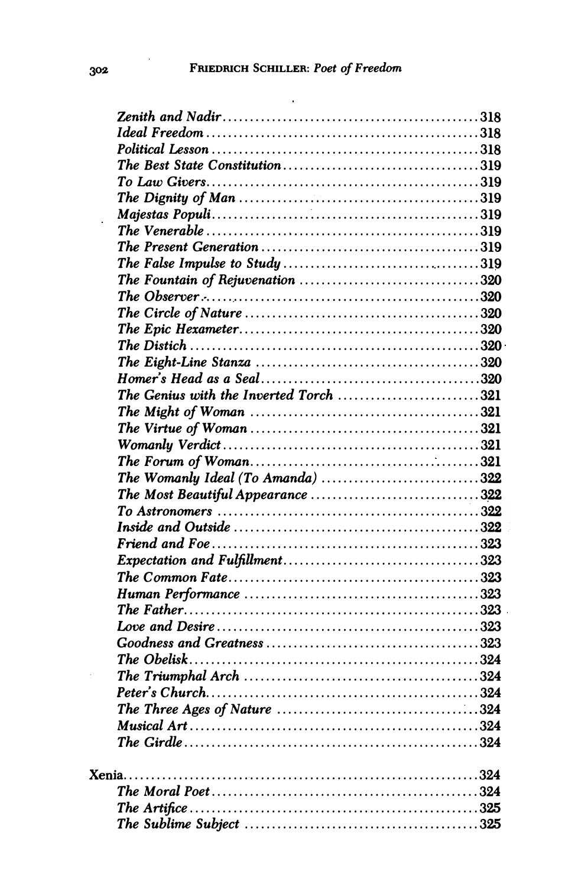*Zenith and Nadir* .......... 318
*Ideal Freedom* .......... 318
*Political Lesson* .......... 318
*The Best State Constitution* .......... 319
*To Law Givers* .......... 319
*The Dignity of Man* .......... 319
*Majestas Populi* .......... 319
*The Venerable* .......... 319
*The Present Generation* .......... 319
*The False Impulse to Study* .......... 319
*The Fountain of Rejuvenation* .......... 320
*The Observer* .......... 320
*The Circle of Nature* .......... 320
*The Epic Hexameter* .......... 320
*The Distich* .......... 320
*The Eight-Line Stanza* .......... 320
*Homer's Head as a Seal* .......... 320
*The Genius with the Inverted Torch* .......... 321
*The Might of Woman* .......... 321
*The Virtue of Woman* .......... 321
*Womanly Verdict* .......... 321
*The Forum of Woman* .......... 321
*The Womanly Ideal (To Amanda)* .......... 322
*The Most Beautiful Appearance* .......... 322
*To Astronomers* .......... 322
*Inside and Outside* .......... 322
*Friend and Foe* .......... 323
*Expectation and Fulfillment* .......... 323
*The Common Fate* .......... 323
*Human Performance* .......... 323
*The Father* .......... 323
*Love and Desire* .......... 323
*Goodness and Greatness* .......... 323
*The Obelisk* .......... 324
*The Triumphal Arch* .......... 324
*Peter's Church* .......... 324
*The Three Ages of Nature* .......... 324
*Musical Art* .......... 324
*The Girdle* .......... 324

Xenia .......... 324
*The Moral Poet* .......... 324
*The Artifice* .......... 325
*The Sublime Subject* .......... 325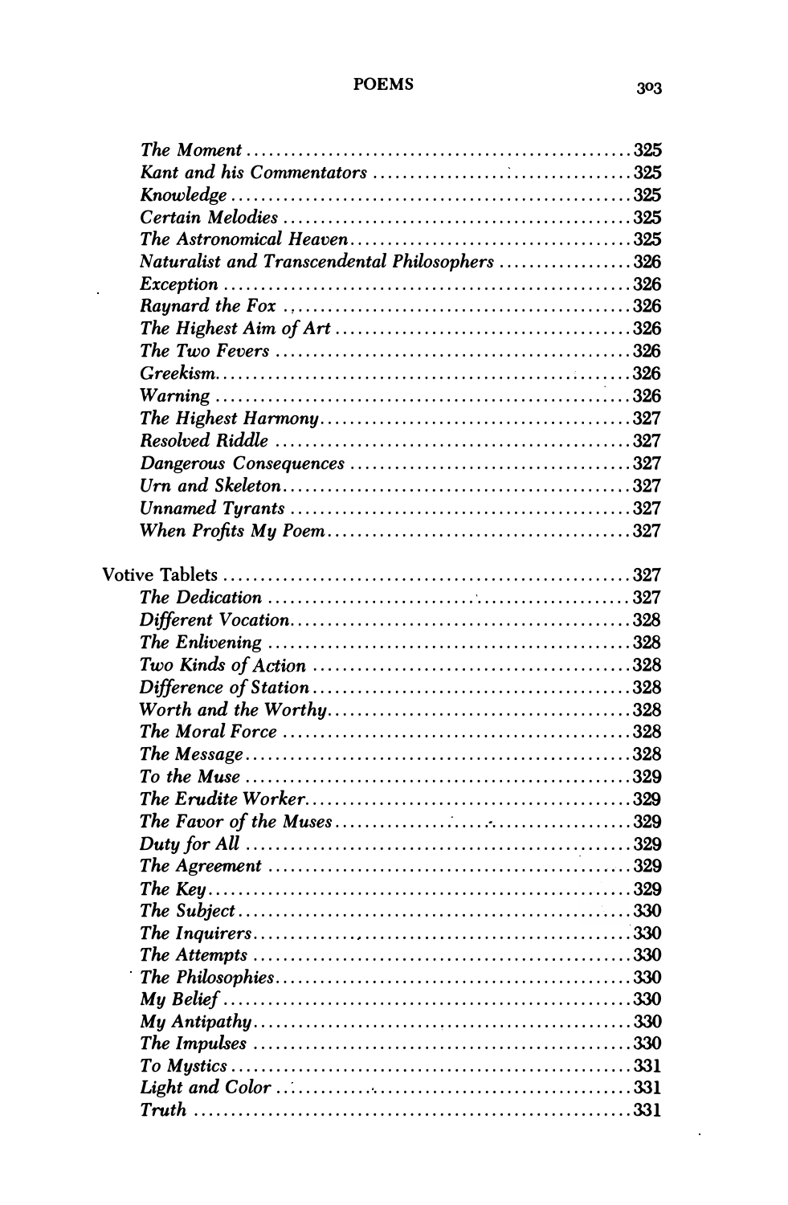*The Moment* .................................................... 325
*Kant and his Commentators* .................................... 325
*Knowledge* .................................................... 325
*Certain Melodies* ............................................. 325
*The Astronomical Heaven* ...................................... 325
*Naturalist and Transcendental Philosophers* ................... 326
*Exception* .................................................... 326
*Raynard the Fox* .............................................. 326
*The Highest Aim of Art* ....................................... 326
*The Two Fevers* ............................................... 326
*Greekism* ..................................................... 326
*Warning* ...................................................... 326
*The Highest Harmony* .......................................... 327
*Resolved Riddle* .............................................. 327
*Dangerous Consequences* ....................................... 327
*Urn and Skeleton* ............................................. 327
*Unnamed Tyrants* .............................................. 327
*When Profits My Poem* ......................................... 327

Votive Tablets ................................................. 327
*The Dedication* ............................................... 327
*Different Vocation* ........................................... 328
*The Enlivening* ............................................... 328
*Two Kinds of Action* .......................................... 328
*Difference of Station* ........................................ 328
*Worth and the Worthy* ......................................... 328
*The Moral Force* .............................................. 328
*The Message* .................................................. 328
*To the Muse* .................................................. 329
*The Erudite Worker* ........................................... 329
*The Favor of the Muses* ....................................... 329
*Duty for All* ................................................. 329
*The Agreement* ................................................ 329
*The Key* ...................................................... 329
*The Subject* .................................................. 330
*The Inquirers* ................................................ 330
*The Attempts* ................................................. 330
*The Philosophies* ............................................. 330
*My Belief* .................................................... 330
*My Antipathy* ................................................. 330
*The Impulses* ................................................. 330
*To Mystics* ................................................... 331
*Light and Color* .............................................. 331
*Truth* ........................................................ 331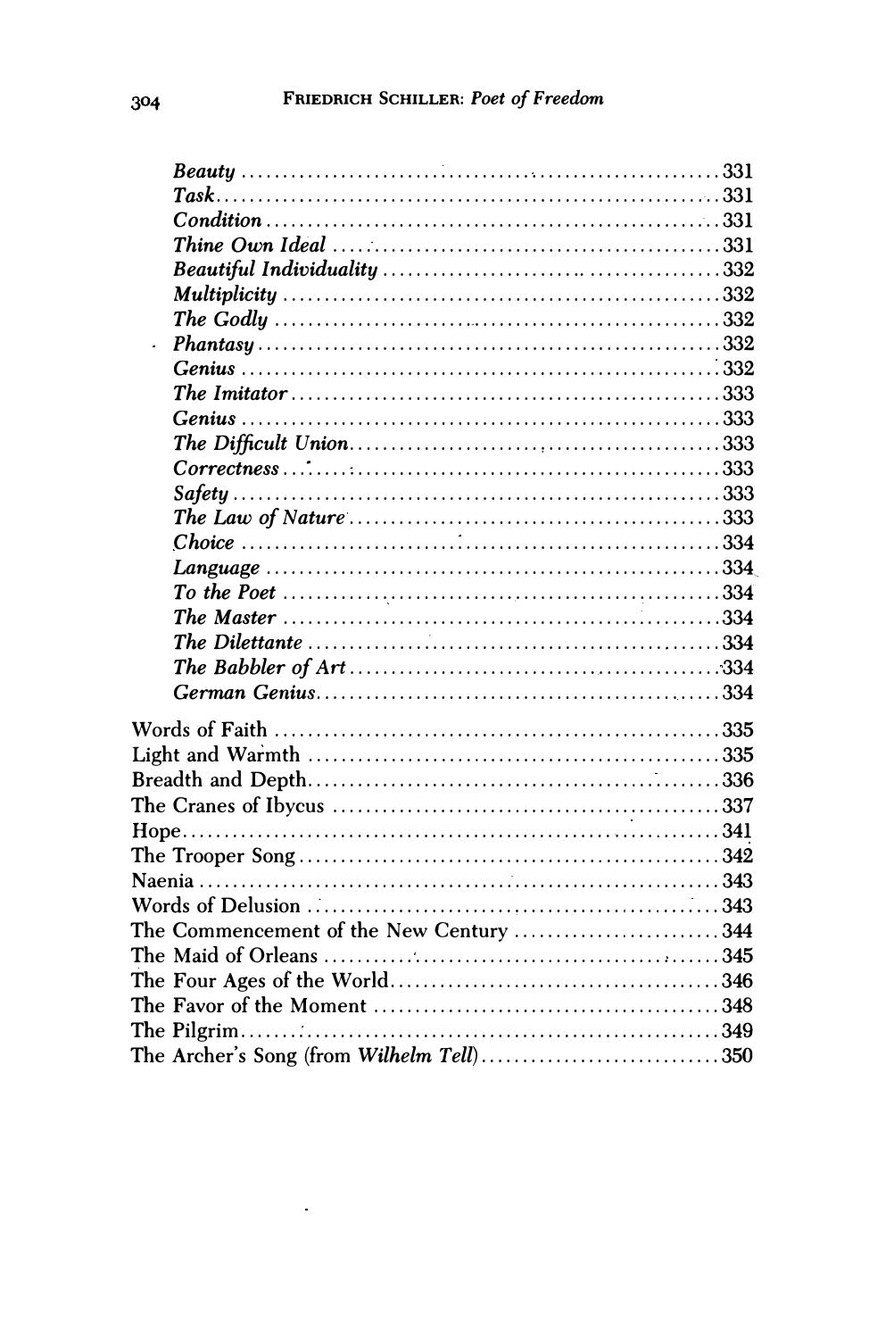*Beauty* ........................................................ 331
*Task* ........................................................ 331
*Condition* ........................................................ 331
*Thine Own Ideal* ........................................................ 331
*Beautiful Individuality* ........................................................ 332
*Multiplicity* ........................................................ 332
*The Godly* ........................................................ 332
*Phantasy* ........................................................ 332
*Genius* ........................................................ 332
*The Imitator* ........................................................ 333
*Genius* ........................................................ 333
*The Difficult Union* ........................................................ 333
*Correctness* ........................................................ 333
*Safety* ........................................................ 333
*The Law of Nature* ........................................................ 333
*Choice* ........................................................ 334
*Language* ........................................................ 334
*To the Poet* ........................................................ 334
*The Master* ........................................................ 334
*The Dilettante* ........................................................ 334
*The Babbler of Art* ........................................................ 334
*German Genius* ........................................................ 334

Words of Faith ........................................................ 335
Light and Warmth ........................................................ 335
Breadth and Depth ........................................................ 336
The Cranes of Ibycus ........................................................ 337
Hope ........................................................ 341
The Trooper Song ........................................................ 342
Naenia ........................................................ 343
Words of Delusion ........................................................ 343
The Commencement of the New Century ........................................................ 344
The Maid of Orleans ........................................................ 345
The Four Ages of the World ........................................................ 346
The Favor of the Moment ........................................................ 348
The Pilgrim ........................................................ 349
The Archer's Song (from *Wilhelm Tell*) ........................................................ 350